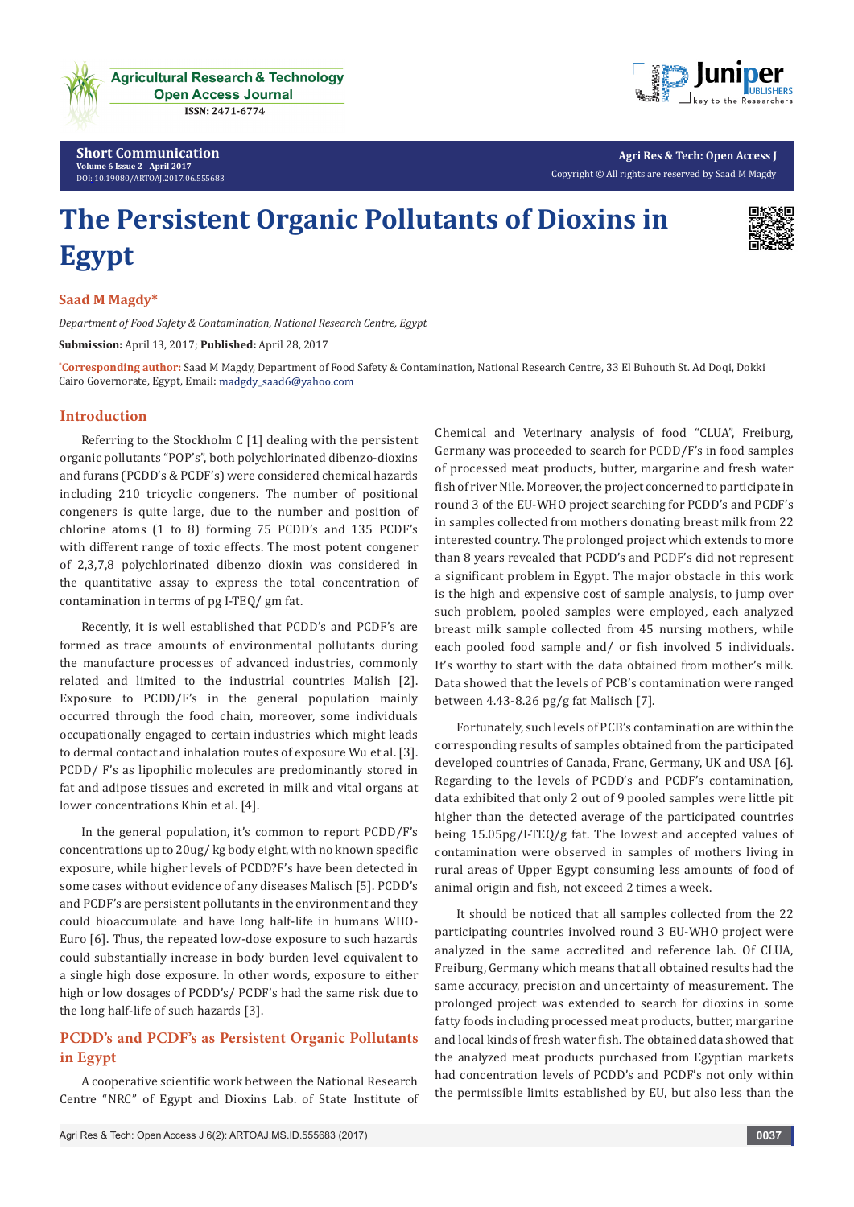**Short Communication**

Volume 6 Issue 2– April 2017
DOI: 10.19080/ARTOAJ.2017.06.555683

**Agri Res & Tech: Open Access J**
Copyright © All rights are reserved by Saad M Magdy

# The Persistent Organic Pollutants of Dioxins in Egypt

**Saad M Magdy***

*Department of Food Safety & Contamination, National Research Centre, Egypt*

**Submission:** April 13, 2017; **Published:** April 28, 2017

***Corresponding author:** Saad M Magdy, Department of Food Safety & Contamination, National Research Centre, 33 El Buhouth St. Ad Doqi, Dokki Cairo Governorate, Egypt, Email: madgdy_saad6@yahoo.com

## Introduction

Referring to the Stockholm C [1] dealing with the persistent organic pollutants "POP's", both polychlorinated dibenzo-dioxins and furans (PCDD's & PCDF's) were considered chemical hazards including 210 tricyclic congeners. The number of positional congeners is quite large, due to the number and position of chlorine atoms (1 to 8) forming 75 PCDD's and 135 PCDF's with different range of toxic effects. The most potent congener of 2,3,7,8 polychlorinated dibenzo dioxin was considered in the quantitative assay to express the total concentration of contamination in terms of pg I-TEQ/ gm fat.

Recently, it is well established that PCDD's and PCDF's are formed as trace amounts of environmental pollutants during the manufacture processes of advanced industries, commonly related and limited to the industrial countries Malish [2]. Exposure to PCDD/F's in the general population mainly occurred through the food chain, moreover, some individuals occupationally engaged to certain industries which might leads to dermal contact and inhalation routes of exposure Wu et al. [3]. PCDD/ F's as lipophilic molecules are predominantly stored in fat and adipose tissues and excreted in milk and vital organs at lower concentrations Khin et al. [4].

In the general population, it's common to report PCDD/F's concentrations up to 20ug/ kg body eight, with no known specific exposure, while higher levels of PCDD?F's have been detected in some cases without evidence of any diseases Malisch [5]. PCDD's and PCDF's are persistent pollutants in the environment and they could bioaccumulate and have long half-life in humans WHO-Euro [6]. Thus, the repeated low-dose exposure to such hazards could substantially increase in body burden level equivalent to a single high dose exposure. In other words, exposure to either high or low dosages of PCDD's/ PCDF's had the same risk due to the long half-life of such hazards [3].

## PCDD's and PCDF's as Persistent Organic Pollutants in Egypt

A cooperative scientific work between the National Research Centre "NRC" of Egypt and Dioxins Lab. of State Institute of Chemical and Veterinary analysis of food "CLUA", Freiburg, Germany was proceeded to search for PCDD/F's in food samples of processed meat products, butter, margarine and fresh water fish of river Nile. Moreover, the project concerned to participate in round 3 of the EU-WHO project searching for PCDD's and PCDF's in samples collected from mothers donating breast milk from 22 interested country. The prolonged project which extends to more than 8 years revealed that PCDD's and PCDF's did not represent a significant problem in Egypt. The major obstacle in this work is the high and expensive cost of sample analysis, to jump over such problem, pooled samples were employed, each analyzed breast milk sample collected from 45 nursing mothers, while each pooled food sample and/ or fish involved 5 individuals. It's worthy to start with the data obtained from mother's milk. Data showed that the levels of PCB's contamination were ranged between 4.43-8.26 pg/g fat Malisch [7].

Fortunately, such levels of PCB's contamination are within the corresponding results of samples obtained from the participated developed countries of Canada, Franc, Germany, UK and USA [6]. Regarding to the levels of PCDD's and PCDF's contamination, data exhibited that only 2 out of 9 pooled samples were little pit higher than the detected average of the participated countries being 15.05pg/I-TEQ/g fat. The lowest and accepted values of contamination were observed in samples of mothers living in rural areas of Upper Egypt consuming less amounts of food of animal origin and fish, not exceed 2 times a week.

It should be noticed that all samples collected from the 22 participating countries involved round 3 EU-WHO project were analyzed in the same accredited and reference lab. Of CLUA, Freiburg, Germany which means that all obtained results had the same accuracy, precision and uncertainty of measurement. The prolonged project was extended to search for dioxins in some fatty foods including processed meat products, butter, margarine and local kinds of fresh water fish. The obtained data showed that the analyzed meat products purchased from Egyptian markets had concentration levels of PCDD's and PCDF's not only within the permissible limits established by EU, but also less than the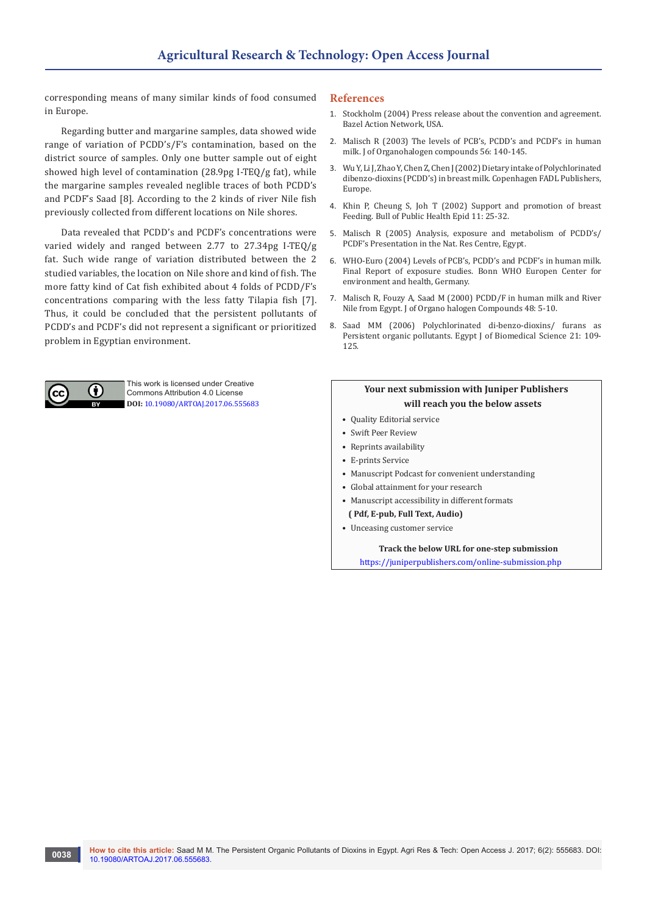corresponding means of many similar kinds of food consumed in Europe.

Regarding butter and margarine samples, data showed wide range of variation of PCDD's/F's contamination, based on the district source of samples. Only one butter sample out of eight showed high level of contamination (28.9pg I-TEQ/g fat), while the margarine samples revealed neglible traces of both PCDD's and PCDF's Saad [8]. According to the 2 kinds of river Nile fish previously collected from different locations on Nile shores.

Data revealed that PCDD's and PCDF's concentrations were varied widely and ranged between 2.77 to 27.34pg I-TEQ/g fat. Such wide range of variation distributed between the 2 studied variables, the location on Nile shore and kind of fish. The more fatty kind of Cat fish exhibited about 4 folds of PCDD/F's concentrations comparing with the less fatty Tilapia fish [7]. Thus, it could be concluded that the persistent pollutants of PCDD's and PCDF's did not represent a significant or prioritized problem in Egyptian environment.

## References

1. Stockholm (2004) Press release about the convention and agreement. Bazel Action Network, USA.
2. Malisch R (2003) The levels of PCB's, PCDD's and PCDF's in human milk. J of Organohalogen compounds 56: 140-145.
3. Wu Y, Li J, Zhao Y, Chen Z, Chen J (2002) Dietary intake of Polychlorinated dibenzo-dioxins (PCDD's) in breast milk. Copenhagen FADL Publishers, Europe.
4. Khin P, Cheung S, Joh T (2002) Support and promotion of breast Feeding. Bull of Public Health Epid 11: 25-32.
5. Malisch R (2005) Analysis, exposure and metabolism of PCDD's/ PCDF's Presentation in the Nat. Res Centre, Egypt.
6. WHO-Euro (2004) Levels of PCB's, PCDD's and PCDF's in human milk. Final Report of exposure studies. Bonn WHO Europen Center for environment and health, Germany.
7. Malisch R, Fouzy A, Saad M (2000) PCDD/F in human milk and River Nile from Egypt. J of Organo halogen Compounds 48: 5-10.
8. Saad MM (2006) Polychlorinated di-benzo-dioxins/ furans as Persistent organic pollutants. Egypt J of Biomedical Science 21: 109-125.

This work is licensed under Creative Commons Attribution 4.0 License
**DOI:** 10.19080/ARTOAJ.2017.06.555683

**Your next submission with Juniper Publishers will reach you the below assets**

- Quality Editorial service
- Swift Peer Review
- Reprints availability
- E-prints Service
- Manuscript Podcast for convenient understanding
- Global attainment for your research
- Manuscript accessibility in different formats
  **( Pdf, E-pub, Full Text, Audio)**
- Unceasing customer service

**Track the below URL for one-step submission**
https://juniperpublishers.com/online-submission.php

**How to cite this article:** Saad M M. The Persistent Organic Pollutants of Dioxins in Egypt. Agri Res & Tech: Open Access J. 2017; 6(2): 555683. DOI: 10.19080/ARTOAJ.2017.06.555683.